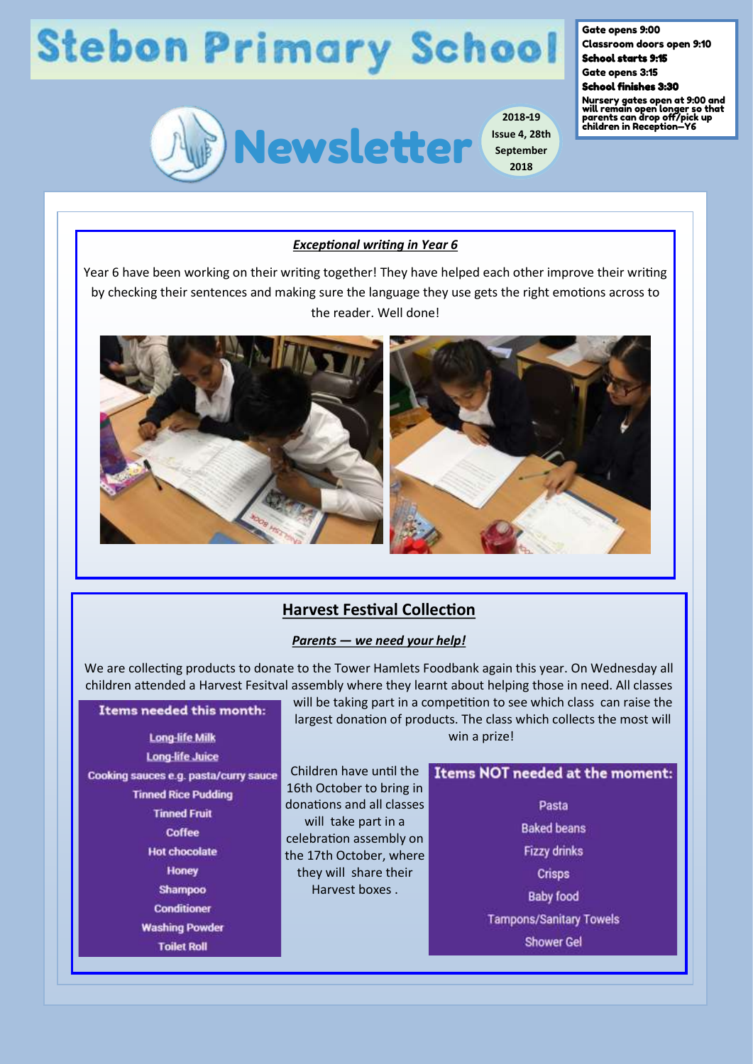# Stebon Primary School

## Newsletter

2018-19 Issue 4, 28th September 2018

**Gate opens 9:00**
**Classroom doors open 9:10**
**School starts 9:15**
**Gate opens 3:15**
**School finishes 3:30**
**Nursery gates open at 9:00 and will remain open longer so that parents can drop off/pick up children in Reception—Y6**

### ***Exceptional writing in Year 6***

Year 6 have been working on their writing together! They have helped each other improve their writing by checking their sentences and making sure the language they use gets the right emotions across to the reader. Well done!

## Harvest Festival Collection

### ***Parents — we need your help!***

We are collecting products to donate to the Tower Hamlets Foodbank again this year. On Wednesday all children attended a Harvest Fesitval assembly where they learnt about helping those in need. All classes will be taking part in a competition to see which class can raise the largest donation of products. The class which collects the most will win a prize!

Children have until the 16th October to bring in donations and all classes will take part in a celebration assembly on the 17th October, where they will share their Harvest boxes .

**Items needed this month:**

- Long-life Milk
- Long-life Juice
- Cooking sauces e.g. pasta/curry sauce
- Tinned Rice Pudding
- Tinned Fruit
- Coffee
- Hot chocolate
- Honey
- Shampoo
- Conditioner
- Washing Powder
- Toilet Roll

**Items NOT needed at the moment:**

- Pasta
- Baked beans
- Fizzy drinks
- Crisps
- Baby food
- Tampons/Sanitary Towels
- Shower Gel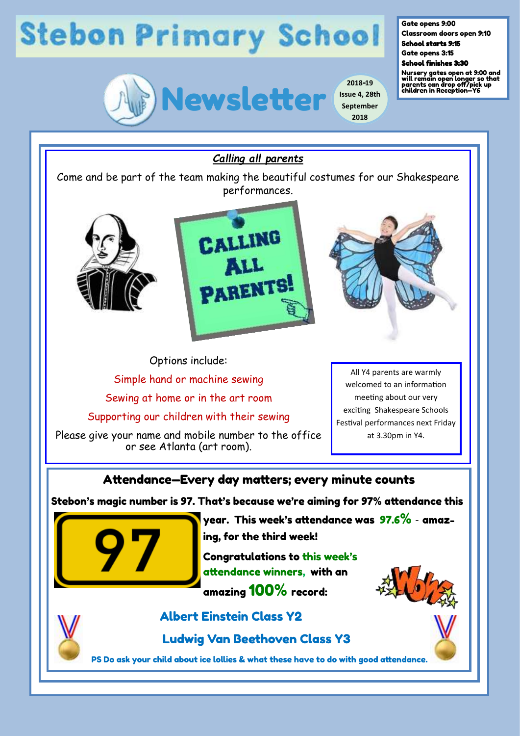# Stebon Primary School

# Newsletter

2018-19 Issue 4, 28th September 2018

**Gate opens 9:00**
**Classroom doors open 9:10**
**School starts 9:15**
**Gate opens 3:15**
**School finishes 3:30**
**Nursery gates open at 9:00 and will remain open longer so that parents can drop off/pick up children in Reception—Y6**

## *Calling all parents*

Come and be part of the team making the beautiful costumes for our Shakespeare performances.

CALLING ALL PARENTS!

Options include:

Simple hand or machine sewing

Sewing at home or in the art room

Supporting our children with their sewing

Please give your name and mobile number to the office or see Atlanta (art room).

All Y4 parents are warmly welcomed to an information meeting about our very exciting Shakespeare Schools Festival performances next Friday at 3.30pm in Y4.

## Attendance—Every day matters; every minute counts

**Stebon's magic number is 97. That's because we're aiming for 97% attendance this year. This week's attendance was 97.6% - amazing, for the third week!**

97

**Congratulations to this week's attendance winners, with an amazing 100% record:**

### Albert Einstein Class Y2

### Ludwig Van Beethoven Class Y3

**PS Do ask your child about ice lollies & what these have to do with good attendance.**